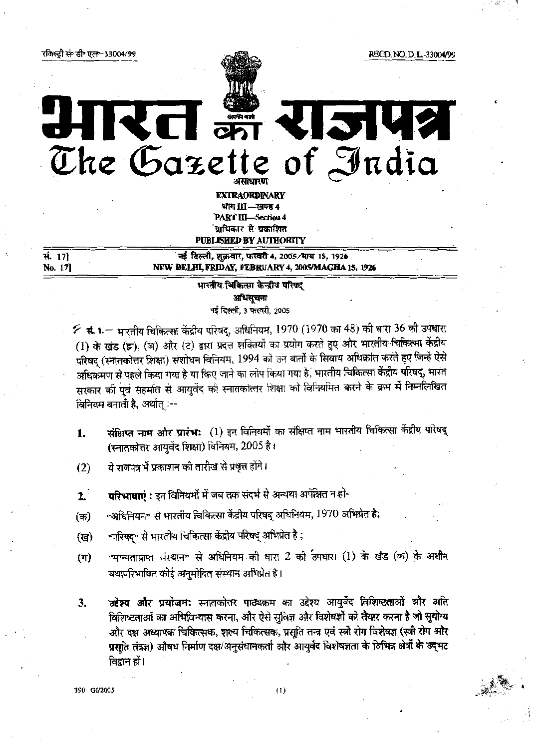रजिस्ट्री सं० डी० एल०-33004/99 REGD. NO. D. L.-33004/99

# भारत का राजपत्र
# The Gazette of India

असाधारण

**EXTRAORDINARY**

भाग III—खण्ड 4

**PART III—Section 4**

प्राधिकार से प्रकाशित

**PUBLISHED BY AUTHORITY**

| सं. 17] | नई दिल्ली, शुक्रवार, फरवरी 4, 2005/माघ 15, 1926 |
|---|---|
| No. 17] | NEW DELHI, FRIDAY, FEBRUARY 4, 2005/MAGHA 15, 1926 |

**भारतीय चिकित्सा केन्द्रीय परिषद्**

**अधिसूचना**

नई दिल्ली, 3 फरवरी, 2005

सं. 1.— भारतीय चिकित्सा केंद्रीय परिषद्, अधिनियम, 1970 (1970 का 48) की धारा 36 की उपधारा (1) के खंड (झ), (ञ) और (ट) द्वारा प्रदत्त शक्तियों का प्रयोग करते हुए और भारतीय चिकित्सा केंद्रीय परिषद् (स्नातकोत्तर शिक्षा) संशोधन विनियम, 1994 को उन बातों के सिवाय अधिक्रांत करते हुए जिन्हें ऐसे अधिक्रमण से पहले किया गया है या किए जाने का लोप किया गया है, भारतीय चिकित्सा केंद्रीय परिषद्, भारत सरकार की पूर्व सहमति से आयुर्वेद की स्नातकोत्तर शिक्षा को विनियमित करने के क्रम में निम्नलिखित विनियम बनाती है, अर्थात् :--

1. **संक्षिप्त नाम और प्रारंभः** (1) इन विनियमों का संक्षिप्त नाम भारतीय चिकित्सा केंद्रीय परिषद् (स्नातकोत्तर आयुर्वेद शिक्षा) विनियम, 2005 है।

(2) ये राजपत्र में प्रकाशन की तारीख से प्रवृत्त होंगे।

2. **परिभाषाएं :** इन विनियमों में जब तक संदर्भ से अन्यथा अपेक्षित न हो-

(क) "अधिनियम" से भारतीय चिकित्सा केंद्रीय परिषद् अधिनियम, 1970 अभिप्रेत है;

(ख) "परिषद्" से भारतीय चिकित्सा केंद्रीय परिषद् अभिप्रेत है ;

(ग) "मान्यताप्राप्त संस्थान" से अधिनियम की धारा 2 की उपधारा (1) के खंड (क) के अधीन यथापरिभाषित कोई अनुमोदित संस्थान अभिप्रेत है।

3. **उद्देश्य और प्रयोजनः** स्नातकोत्तर पाठ्यक्रम का उद्देश्य आयुर्वेद विशिष्टताओं और अति विशिष्टताओं का अभिविन्यास करना, और ऐसे सुविज्ञ और विशेषज्ञों को तैयार करना है जो सुयोग्य और दक्ष अध्यापक चिकित्सक, शल्य चिकित्सक, प्रसूति तन्त्र एवं स्त्री रोग विशेषज्ञ (स्त्री रोग और प्रसूति तंत्रज्ञ) औषध निर्माण दक्ष/अनुसंधानकर्ता और आयुर्वेद विशेषज्ञता के विभिन्न क्षेत्रों के उद्भट विद्वान हों।

390 GI/2005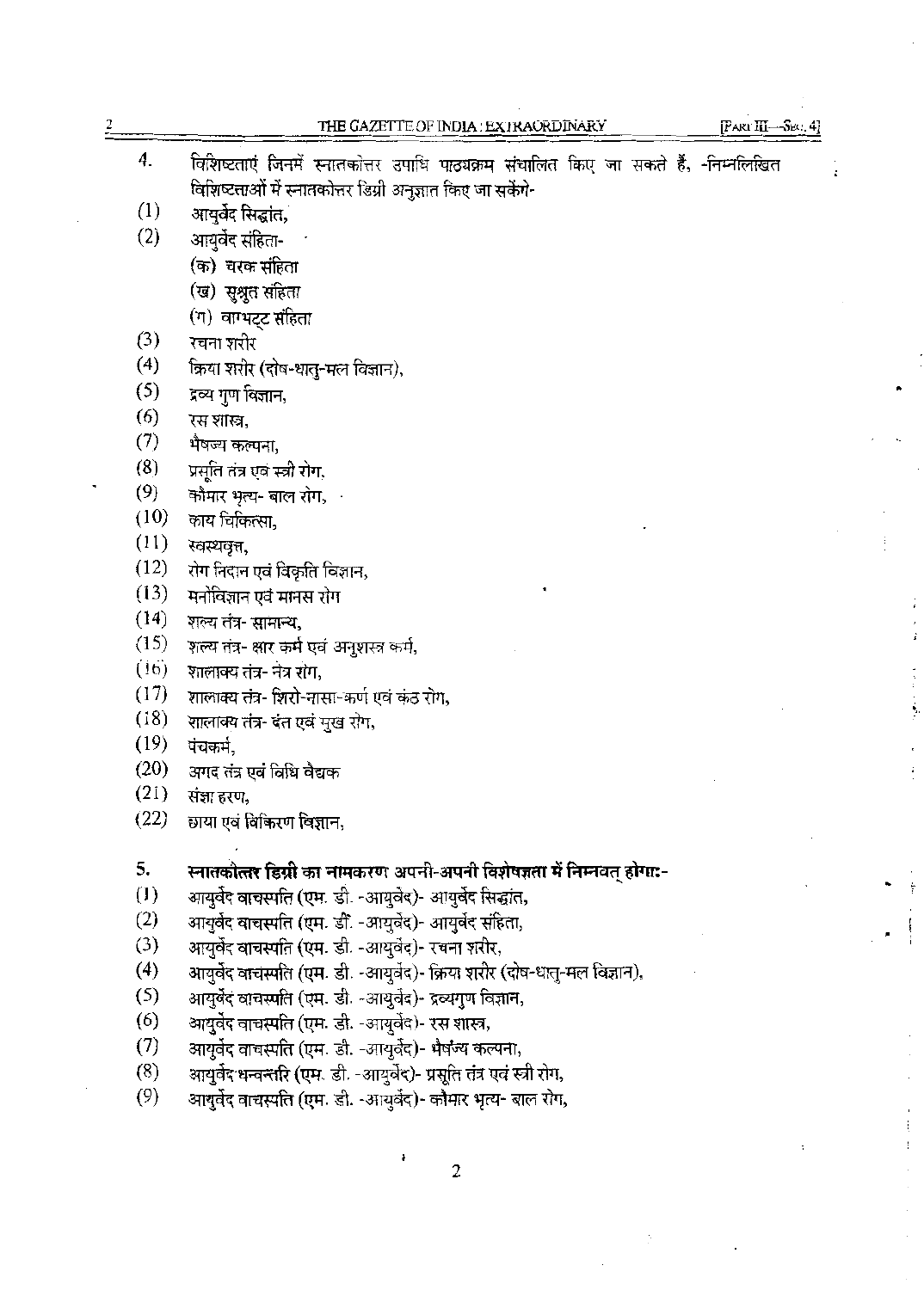4. विशिष्टताएं जिनमें स्नातकोत्तर उपाधि पाठ्यक्रम संचालित किए जा सकते हैं, -निम्नलिखित विशिष्टताओं में स्नातकोत्तर डिग्री अनुज्ञात किए जा सकेंगे-

(1) आयुर्वेद सिद्धांत,

(2) आयुर्वेद संहिता-
   (क) चरक संहिता
   (ख) सुश्रुत संहिता
   (ग) वाग्भट्ट संहिता

(3) रचना शरीर

(4) क्रिया शरीर (दोष-धातु-मल विज्ञान),

(5) द्रव्य गुण विज्ञान,

(6) रस शास्त्र,

(7) भैषज्य कल्पना,

(8) प्रसूति तंत्र एवं स्त्री रोग,

(9) कौमार भृत्य- बाल रोग,

(10) काय चिकित्सा,

(11) स्वस्थवृत्त,

(12) रोग निदान एवं विकृति विज्ञान,

(13) मनोविज्ञान एवं मानस रोग

(14) शल्य तंत्र- सामान्य,

(15) शल्य तंत्र- क्षार कर्म एवं अनुशस्त्र कर्म,

(16) शालाक्य तंत्र- नेत्र रोग,

(17) शालाक्य तंत्र- शिरो-नासा-कर्ण एवं कंठ रोग,

(18) शालाक्य तंत्र- दंत एवं मुख रोग,

(19) पंचकर्म,

(20) अगद तंत्र एवं विधि वैद्यक

(21) संज्ञा हरण,

(22) छाया एवं विकिरण विज्ञान,

5. **स्नातकोत्तर डिग्री का नामकरण अपनी-अपनी विशेषज्ञता में निम्नवत् होगा:-**

(1) आयुर्वेद वाचस्पति (एम. डी. -आयुर्वेद)- आयुर्वेद सिद्धांत,

(2) आयुर्वेद वाचस्पति (एम. डी. -आयुर्वेद)- आयुर्वेद संहिता,

(3) आयुर्वेद वाचस्पति (एम. डी. -आयुर्वेद)- रचना शरीर,

(4) आयुर्वेद वाचस्पति (एम. डी. -आयुर्वेद)- क्रिया शरीर (दोष-धातु-मल विज्ञान),

(5) आयुर्वेद वाचस्पति (एम. डी. -आयुर्वेद)- द्रव्यगुण विज्ञान,

(6) आयुर्वेद वाचस्पति (एम. डी. -आयुर्वेद)- रस शास्त्र,

(7) आयुर्वेद वाचस्पति (एम. डी. -आयुर्वेद)- भैषज्य कल्पना,

(8) आयुर्वेद धन्वन्तरि (एम. डी. -आयुर्वेद)- प्रसूति तंत्र एवं स्त्री रोग,

(9) आयुर्वेद वाचस्पति (एम. डी. -आयुर्वेद)- कौमार भृत्य- बाल रोग,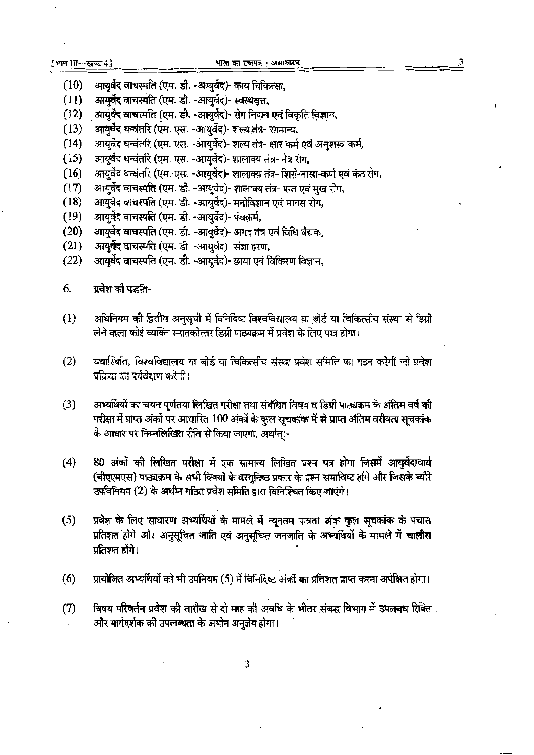(10) आयुर्वेद वाचस्पति (एम. डी. -आयुर्वेद)- काय चिकित्सा,

(11) आयुर्वेद वाचस्पति (एम. डी. -आयुर्वेद)- स्वस्थवृत्त,

(12) आयुर्वेद वाचस्पति (एम. डी. -आयुर्वेद)- रोग निदान एवं विकृति विज्ञान,

(13) आयुर्वेद धन्वंतरि (एम. एस. -आयुर्वेद)- शल्य तंत्र- सामान्य,

(14) आयुर्वेद धन्वंतरि (एम. एस. -आयुर्वेद)- शल्य तंत्र- क्षार कर्म एवं अनुशस्त्र कर्म,

(15) आयुर्वेद धन्वंतरि (एम. एस. -आयुर्वेद)- शालाक्य तंत्र- नेत्र रोग,

(16) आयुर्वेद धन्वंतरि (एम. एस. -आयुर्वेद)- शालाक्य तंत्र- शिरो-नासा-कर्ण एवं कंठ रोग,

(17) आयुर्वेद वाचस्पति (एम. डी. -आयुर्वेद)- शालाक्य तंत्र- दन्त एवं मुख रोग,

(18) आयुर्वेद वाचस्पति (एम. डी. -आयुर्वेद)- मनोविज्ञान एवं मानस रोग,

(19) आयुर्वेद वाचस्पति (एम. डी. -आयुर्वेद)- पंचकर्म,

(20) आयुर्वेद वाचस्पति (एम. डी. -आयुर्वेद)- अगद तंत्र एवं विधि वैद्यक,

(21) आयुर्वेद वाचस्पति (एम. डी. -आयुर्वेद)- संज्ञा हरण,

(22) आयुर्वेद वाचस्पति (एम. डी. -आयुर्वेद)- छाया एवं विकिरण विज्ञान,

6. प्रवेश की पद्धति-

(1) अधिनियम की द्वितीय अनुसूची में विनिर्दिष्ट विश्वविद्यालय या बोर्ड या चिकित्सीय संस्था से डिग्री लेने वाला कोई व्यक्ति स्नातकोत्तर डिग्री पाठ्यक्रम में प्रवेश के लिए पात्र होगा।

(2) यथास्थिति, विश्वविद्यालय या बोर्ड या चिकित्सीय संस्था प्रवेश समिति का गठन करेगी जो प्रवेश प्रक्रिया का पर्यवेक्षण करेगी।

(3) अभ्यर्थियों का चयन पूर्णतया लिखित परीक्षा तथा संबंधित विषय व डिग्री पाठ्यक्रम के अंतिम वर्ष की परीक्षा में प्राप्त अंकों पर आधारित 100 अंकों के कुल सूचकांक में से प्राप्त अंतिम वरीयता सूचकांक के आधार पर निम्नलिखित रीति से किया जाएगा, अर्थात्:-

(4) 80 अंकों की लिखित परीक्षा में एक सामान्य लिखित प्रश्न पत्र होगा जिसमें आयुर्वेदाचार्य (बीएएमएस) पाठ्यक्रम के सभी विषयों के वस्तुनिष्ठ प्रकार के प्रश्न समाविष्ट होंगे और जिसके ब्यौरे उपविनियम (2) के अधीन गठित प्रवेश समिति द्वारा विनिश्चित किए जाएंगे।

(5) प्रवेश के लिए साधारण अभ्यर्थियों के मामले में न्यूनतम पात्रता अंक कुल सूचकांक के पचास प्रतिशत होंगे और अनुसूचित जाति एवं अनुसूचित जनजाति के अभ्यर्थियों के मामले में चालीस प्रतिशत होंगे।

(6) प्रायोजित अभ्यर्थियों को भी उपनियम (5) में विनिर्दिष्ट अंकों का प्रतिशत प्राप्त करना अपेक्षित होगा।

(7) विषय परिवर्तन प्रवेश की तारीख से दो माह की अवधि के भीतर संबद्ध विभाग में उपलब्ध रिक्ति और मार्गदर्शक की उपलब्धता के अधीन अनुज्ञेय होगा।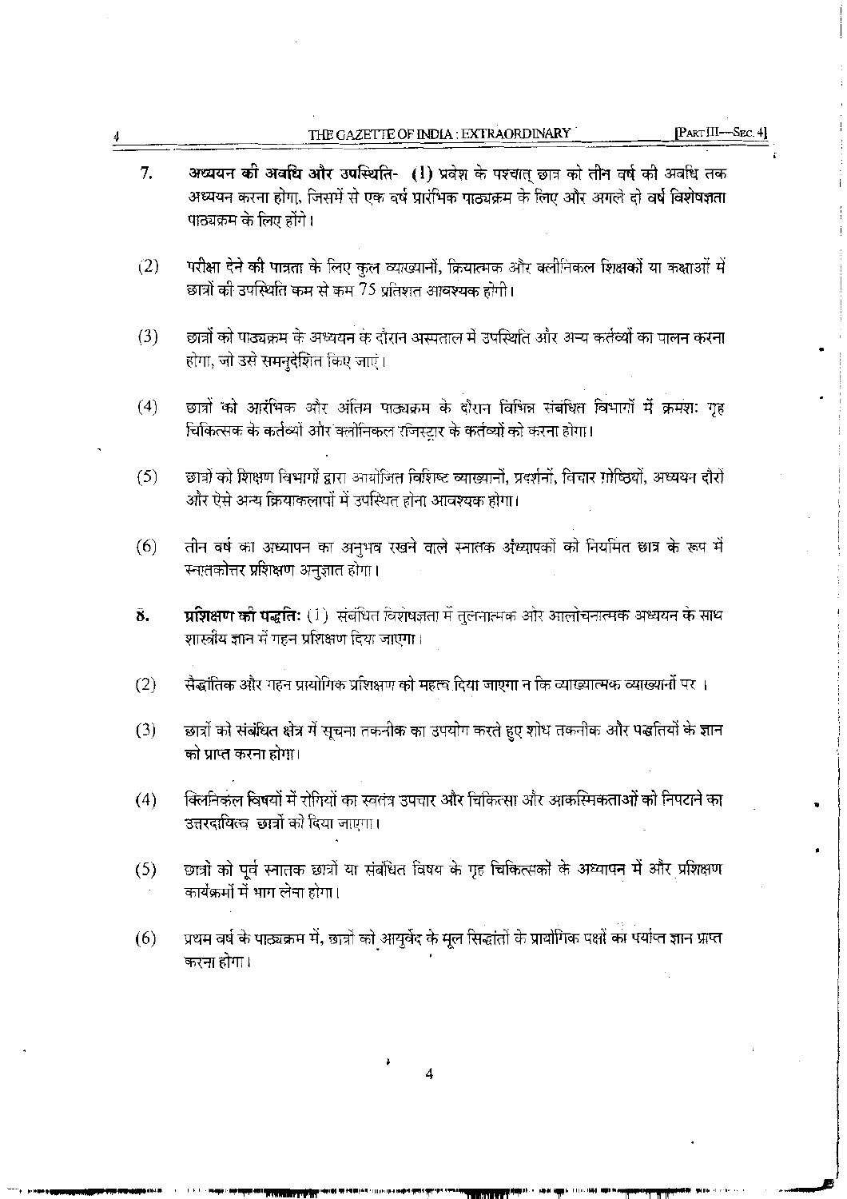7. **अध्ययन की अवधि और उपस्थिति-** **(1)** प्रवेश के पश्चात् छात्र को तीन वर्ष की अवधि तक अध्ययन करना होगा, जिसमें से एक वर्ष प्रारंभिक पाठ्यक्रम के लिए और अगले दो वर्ष विशेषज्ञता पाठ्यक्रम के लिए होंगे।

(2) परीक्षा देने की पात्रता के लिए कुल व्याख्यानों, क्रियात्मक और क्लीनिकल शिक्षकों या कक्षाओं में छात्रों की उपस्थिति कम से कम 75 प्रतिशत आवश्यक होगी।

(3) छात्रों को पाठ्यक्रम के अध्ययन के दौरान अस्पताल में उपस्थिति और अन्य कर्तव्यों का पालन करना होगा, जो उसे समनुदेशित किए जाएं।

(4) छात्रों को आरंभिक और अंतिम पाठ्यक्रम के दौरान विभिन्न संबंधित विभागों में क्रमशः गृह चिकित्सक के कर्तव्यों और क्लीनिकल रजिस्ट्रार के कर्तव्यों को करना होगा।

(5) छात्रों को शिक्षण विभागों द्वारा आयोजित विशिष्ट व्याख्यानों, प्रदर्शनों, विचार गोष्ठियों, अध्ययन दौरों और ऐसे अन्य क्रियाकलापों में उपस्थित होना आवश्यक होगा।

(6) तीन वर्ष का अध्यापन का अनुभव रखने वाले स्नातक अध्यापकों को नियमित छात्र के रूप में स्नातकोत्तर प्रशिक्षण अनुज्ञात होगा।

8. **प्रशिक्षण की पद्धतिः** (1) संबंधित विशेषज्ञता में तुलनात्मक और आलोचनात्मक अध्ययन के साथ शास्त्रीय ज्ञान में गहन प्रशिक्षण दिया जाएगा।

(2) सैद्धांतिक और गहन प्रायोगिक प्रशिक्षण को महत्त्व दिया जाएगा न कि व्याख्यात्मक व्याख्यानों पर ।

(3) छात्रों को संबंधित क्षेत्र में सूचना तकनीक का उपयोग करते हुए शोध तकनीक और पद्धतियों के ज्ञान को प्राप्त करना होगा।

(4) क्लिनिकल विषयों में रोगियों का स्वतंत्र उपचार और चिकित्सा और आकस्मिकताओं को निपटाने का उत्तरदायित्व छात्रों को दिया जाएगा।

(5) छात्रों को पूर्व स्नातक छात्रों या संबंधित विषय के गृह चिकित्सकों के अध्यापन में और प्रशिक्षण कार्यक्रमों में भाग लेना होगा।

(6) प्रथम वर्ष के पाठ्यक्रम में, छात्रों को आयुर्वेद के मूल सिद्धांतों के प्रायोगिक पक्षों का पर्याप्त ज्ञान प्राप्त करना होगा।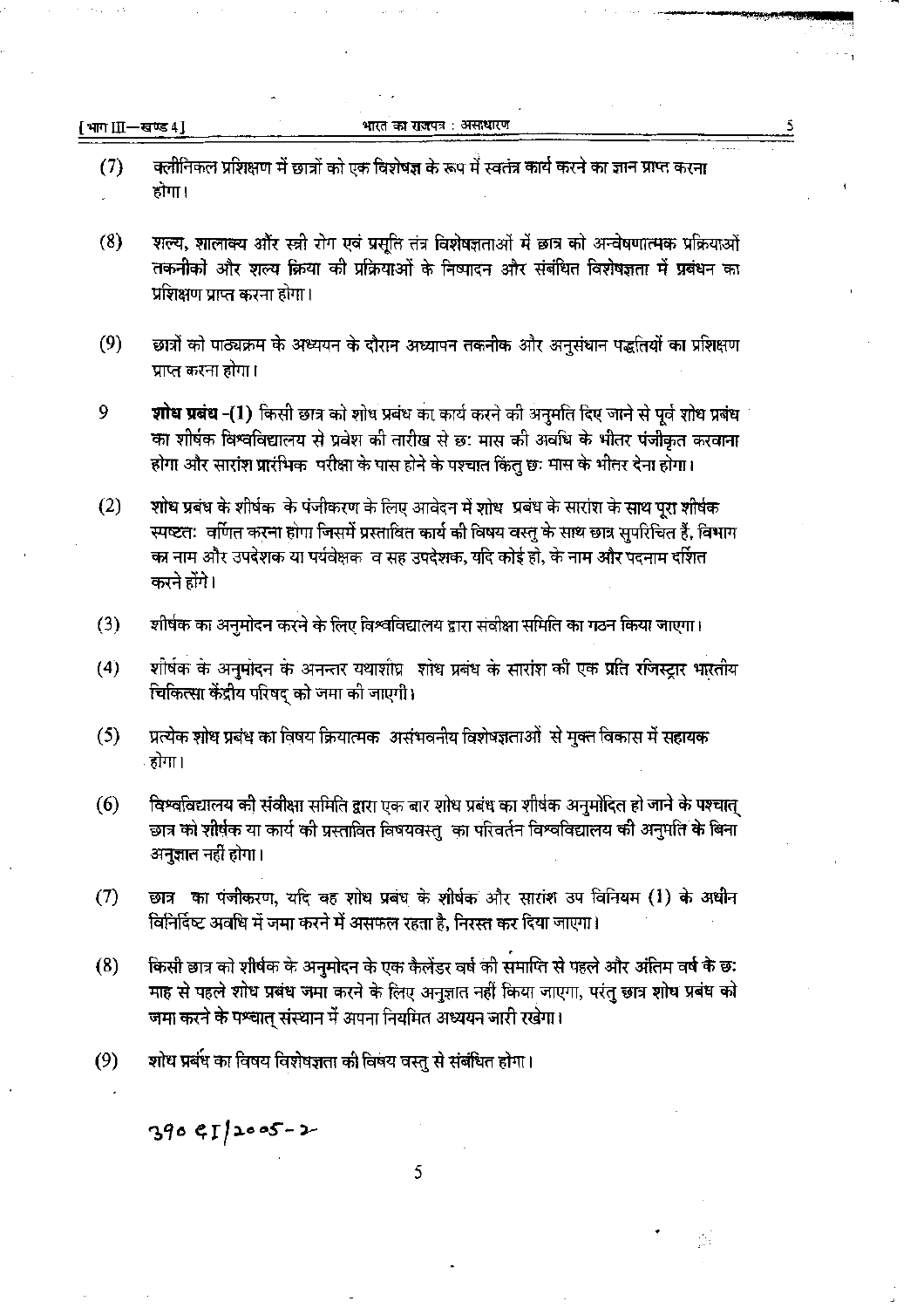(7) क्लीनिकल प्रशिक्षण में छात्रों को एक विशेषज्ञ के रूप में स्वतंत्र कार्य करने का ज्ञान प्राप्त करना होगा।

(8) शल्य, शालाक्य और स्त्री रोग एवं प्रसूति तंत्र विशेषज्ञताओं में छात्र को अन्वेषणात्मक प्रक्रियाओं तकनीकों और शल्य क्रिया की प्रक्रियाओं के निष्पादन और संबंधित विशेषज्ञता में प्रबंधन का प्रशिक्षण प्राप्त करना होगा।

(9) छात्रों को पाठ्यक्रम के अध्ययन के दौरान अध्यापन तकनीक और अनुसंधान पद्धतियों का प्रशिक्षण प्राप्त करना होगा।

9 **शोध प्रबंध -(1)** किसी छात्र को शोध प्रबंध का कार्य करने की अनुमति दिए जाने से पूर्व शोध प्रबंध का शीर्षक विश्वविद्यालय से प्रवेश की तारीख से छः मास की अवधि के भीतर पंजीकृत करवाना होगा और सारांश प्रारंभिक परीक्षा के पास होने के पश्चात किंतु छः मास के भीतर देना होगा।

(2) शोध प्रबंध के शीर्षक के पंजीकरण के लिए आवेदन में शोध प्रबंध के सारांश के साथ पूरा शीर्षक स्पष्टतः वर्णित करना होगा जिसमें प्रस्तावित कार्य की विषय वस्तु के साथ छात्र सुपरिचित हैं, विभाग का नाम और उपदेशक या पर्यवेक्षक व सह उपदेशक, यदि कोई हो, के नाम और पदनाम दर्शित करने होंगे।

(3) शीर्षक का अनुमोदन करने के लिए विश्वविद्यालय द्वारा संवीक्षा समिति का गठन किया जाएगा।

(4) शीर्षक के अनुमोदन के अनन्तर यथाशीघ्र शोध प्रबंध के सारांश की एक प्रति रजिस्ट्रार भारतीय चिकित्सा केंद्रीय परिषद् को जमा की जाएगी।

(5) प्रत्येक शोध प्रबंध का विषय क्रियात्मक असंभवनीय विशेषज्ञताओं से मुक्त विकास में सहायक होगा।

(6) विश्वविद्यालय की संवीक्षा समिति द्वारा एक बार शोध प्रबंध का शीर्षक अनुमोदित हो जाने के पश्चात् छात्र को शीर्षक या कार्य की प्रस्तावित विषयवस्तु का परिवर्तन विश्वविद्यालय की अनुमति के बिना अनुज्ञात नहीं होगा।

(7) छात्र का पंजीकरण, यदि वह शोध प्रबंध के शीर्षक और सारांश उप विनियम (1) के अधीन विनिर्दिष्ट अवधि में जमा करने में असफल रहता है, निरस्त कर दिया जाएगा।

(8) किसी छात्र को शीर्षक के अनुमोदन के एक कैलेंडर वर्ष की समाप्ति से पहले और अंतिम वर्ष के छः माह से पहले शोध प्रबंध जमा करने के लिए अनुज्ञात नहीं किया जाएगा, परंतु छात्र शोध प्रबंध को जमा करने के पश्चात् संस्थान में अपना नियमित अध्ययन जारी रखेगा।

(9) शोध प्रबंध का विषय विशेषज्ञता की विषय वस्तु से संबंधित होगा।

390 GI/2005-2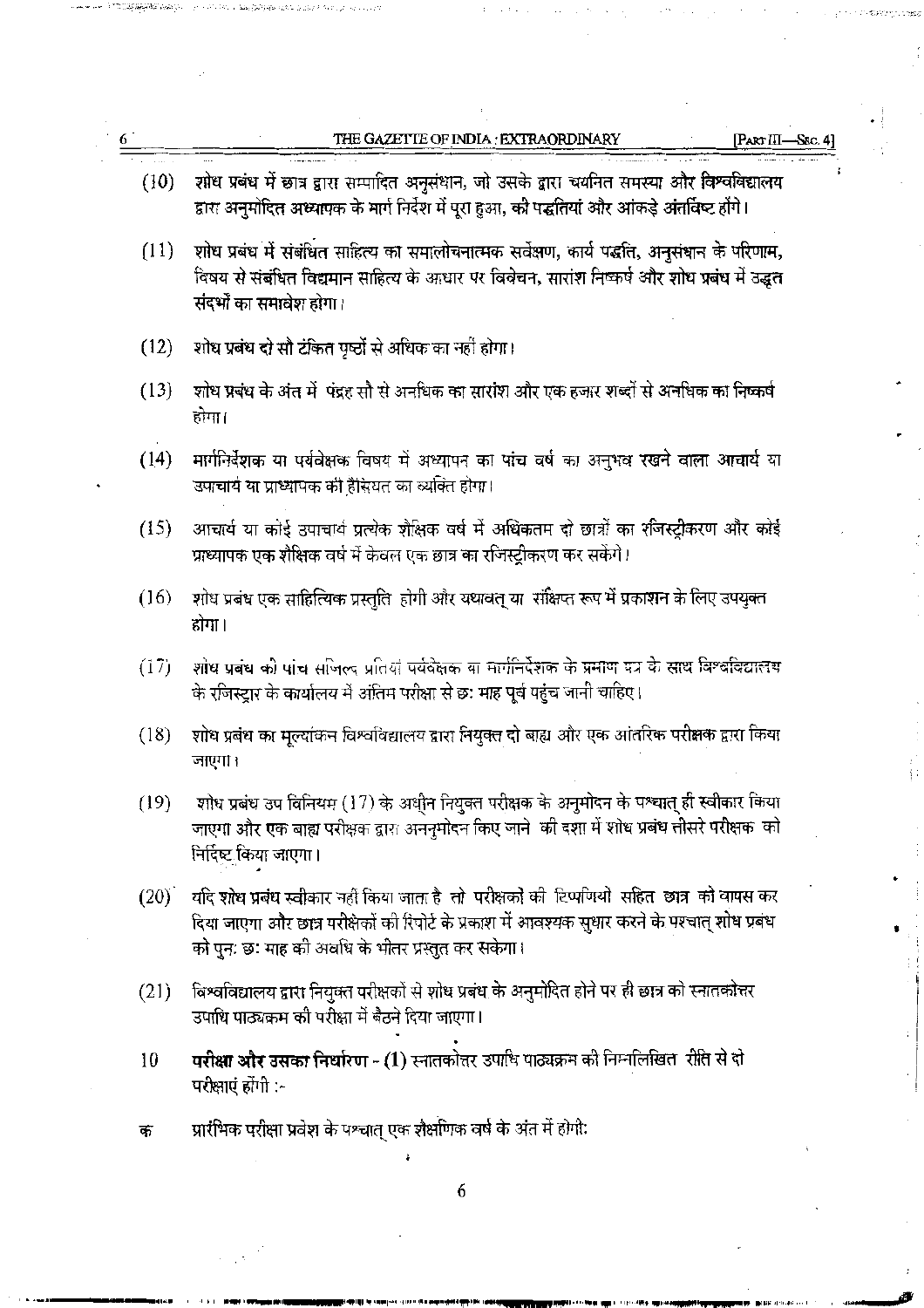(10) शोध प्रबंध में छात्र द्वारा सम्पादित अनुसंधान, जो उसके द्वारा चयनित समस्या और विश्वविद्यालय द्वारा अनुमोदित अध्यापक के मार्ग निर्देश में पूरा हुआ, की पद्धतियां और आंकड़े अंतर्विष्ट होंगे।

(11) शोध प्रबंध में संबंधित साहित्य का समालोचनात्मक सर्वेक्षण, कार्य पद्धति, अनुसंधान के परिणाम, विषय से संबंधित विद्यमान साहित्य के आधार पर विवेचन, सारांश निष्कर्ष और शोध प्रबंध में उद्धृत संदर्भों का समावेश होगा।

(12) शोध प्रबंध दो सौ टंकित पृष्ठों से अधिक का नहीं होगा।

(13) शोध प्रबंध के अंत में पंद्रह सौ से अनधिक का सारांश और एक हजार शब्दों से अनधिक का निष्कर्ष होगा।

(14) मार्गनिर्देशक या पर्यवेक्षक विषय में अध्यापन का पांच वर्ष का अनुभव रखने वाला आचार्य या उपाचार्य या प्राध्यापक की हैसियत का व्यक्ति होगा।

(15) आचार्य या कोई उपाचार्य प्रत्येक शैक्षिक वर्ष में अधिकतम दो छात्रों का रजिस्ट्रीकरण और कोई प्राध्यापक एक शैक्षिक वर्ष में केवल एक छात्र का रजिस्ट्रीकरण कर सकेंगे।

(16) शोध प्रबंध एक साहित्यिक प्रस्तुति होगी और यथावत् या संक्षिप्त रूप में प्रकाशन के लिए उपयुक्त होगा।

(17) शोध प्रबंध की पांच सजिल्द प्रतियां पर्यवेक्षक या मार्गनिर्देशक के प्रमाण पत्र के साथ विश्वविद्यालय के रजिस्ट्रार के कार्यालय में अंतिम परीक्षा से छः माह पूर्व पहुंच जानी चाहिए।

(18) शोध प्रबंध का मूल्यांकन विश्वविद्यालय द्वारा नियुक्त दो बाह्य और एक आंतरिक परीक्षक द्वारा किया जाएगा।

(19) शोध प्रबंध उप विनियम (17) के अधीन नियुक्त परीक्षक के अनुमोदन के पश्चात् ही स्वीकार किया जाएगा और एक बाह्य परीक्षक द्वारा अननुमोदन किए जाने की दशा में शोध प्रबंध तीसरे परीक्षक को निर्दिष्ट किया जाएगा।

(20) यदि शोध प्रबंध स्वीकार नहीं किया जाता है तो परीक्षकों की टिप्पणियों सहित छात्र को वापस कर दिया जाएगा और छात्र परीक्षकों की रिपोर्ट के प्रकाश में आवश्यक सुधार करने के पश्चात् शोध प्रबंध को पुनः छः माह की अवधि के भीतर प्रस्तुत कर सकेगा।

(21) विश्वविद्यालय द्वारा नियुक्त परीक्षकों से शोध प्रबंध के अनुमोदित होने पर ही छात्र को स्नातकोत्तर उपाधि पाठ्यक्रम की परीक्षा में बैठने दिया जाएगा।

10 **परीक्षा और उसका निर्धारण - (1)** स्नातकोत्तर उपाधि पाठ्यक्रम की निम्नलिखित रीति से दो परीक्षाएं होंगी :-

क प्रारंभिक परीक्षा प्रवेश के पश्चात् एक शैक्षणिक वर्ष के अंत में होगी;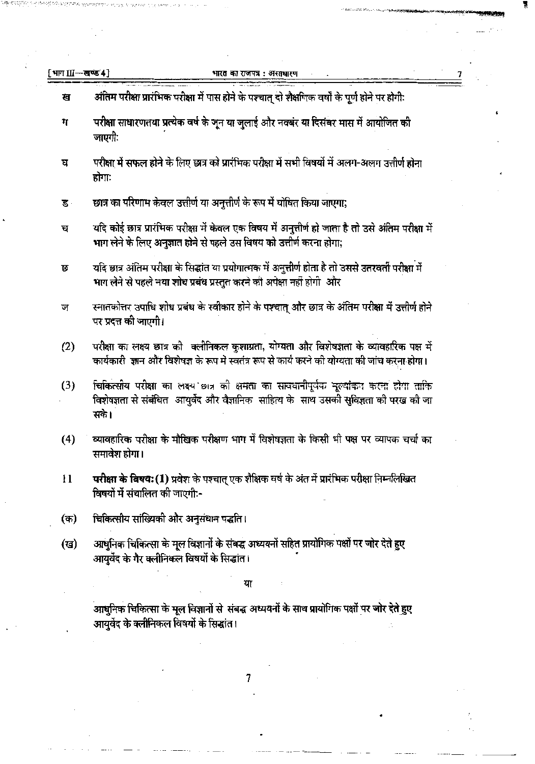ख अंतिम परीक्षा प्रारंभिक परीक्षा में पास होने के पश्चात् दो शैक्षणिक वर्षों के पूर्ण होने पर होगी:

ग परीक्षा साधारणतया प्रत्येक वर्ष के जून या जुलाई और नवबंर या दिसंबर मास में आयोजित की जाएगी:

घ परीक्षा में सफल होने के लिए छात्र को प्रारंभिक परीक्षा में सभी विषयों में अलग-अलग उत्तीर्ण होना होगा:

ङ छात्र का परिणाम केवल उत्तीर्ण या अनुत्तीर्ण के रूप में घोषित किया जाएगा;

च यदि कोई छात्र प्रारंभिक परीक्षा में केवल एक विषय में अनुत्तीर्ण हो जाता है तो उसे अंतिम परीक्षा में भाग लेने के लिए अनुज्ञात होने से पहले उस विषय को उत्तीर्ण करना होगा;

छ यदि छात्र अंतिम परीक्षा के सिद्धांत या प्रयोगात्मक में अनुत्तीर्ण होता है तो उससे उत्तरवर्ती परीक्षा में भाग लेने से पहले नया शोध प्रबंध प्रस्तुत करने की अपेक्षा नहीं होगी और

ज स्नातकोत्तर उपाधि शोध प्रबंध के स्वीकार होने के पश्चात् और छात्र के अंतिम परीक्षा में उत्तीर्ण होने पर प्रदत्त की जाएगी।

(2) परीक्षा का लक्ष्य छात्र की क्लीनिकल कुशाग्रता, योग्यता और विशेषज्ञता के व्यावहारिक पक्ष में कार्यकारी ज्ञान और विशेषज्ञ के रूप में स्वतंत्र रूप से कार्य करने की योग्यता की जांच करना होगा।

(3) चिकित्सीय परीक्षा का लक्ष्य छात्र की क्षमता का सावधानीपूर्वक मूल्यांकन करना होगा ताकि विशेषज्ञता से संबंधित आयुर्वेद और वैज्ञानिक साहित्य के साथ उसकी सुविज्ञता की परख की जा सके।

(4) व्यावहारिक परीक्षा के मौखिक परीक्षण भाग में विशेषज्ञता के किसी भी पक्ष पर व्यापक चर्चा का समावेश होगा।

11 **परीक्षा के विषय: (1)** प्रवेश के पश्चात् एक शैक्षिक वर्ष के अंत में प्रारंभिक परीक्षा निम्नलिखित विषयों में संचालित की जाएगी:-

(क) चिकित्सीय सांख्यिकी और अनुसंधान पद्धति।

(ख) आधुनिक चिकित्सा के मूल विज्ञानों के संबद्ध अध्ययनों सहित प्रायोगिक पक्षों पर जोर देते हुए आयुर्वेद के गैर क्लीनिकल विषयों के सिद्धांत।

या

आधुनिक चिकित्सा के मूल विज्ञानों से संबद्ध अध्ययनों के साथ प्रायोगिक पक्षों पर जोर देते हुए आयुर्वेद के क्लीनिकल विषयों के सिद्धांत।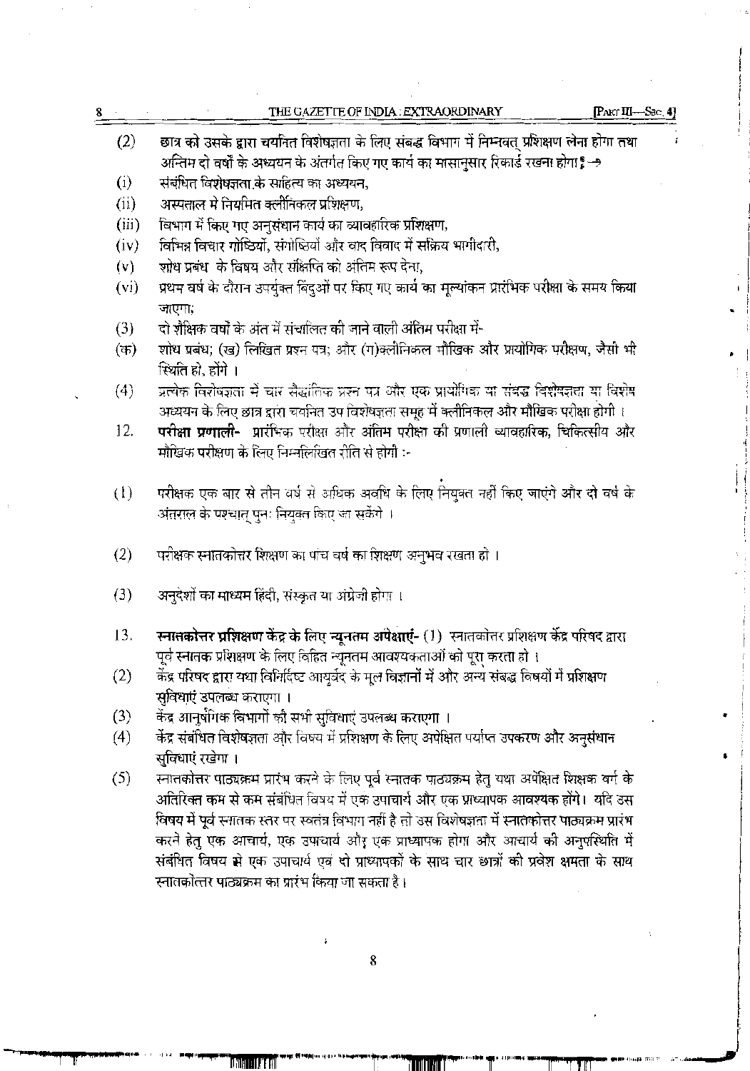(2) छात्र को उसके द्वारा चयनित विशेषज्ञता के लिए संबद्ध विभाग में निम्नवत् प्रशिक्षण लेना होगा तथा अन्तिम दो वर्षों के अध्ययन के अंतर्गत किए गए कार्य का मासानुसार रिकार्ड रखना होगा:–

(i) संबंधित विशेषज्ञता के साहित्य का अध्ययन,

(ii) अस्पताल में नियमित क्लीनिकल प्रशिक्षण,

(iii) विभाग में किए गए अनुसंधान कार्य का व्यावहारिक प्रशिक्षण,

(iv) विभिन्न विचार गोष्ठियों, संगोष्ठियों और वाद विवाद में सक्रिय भागीदारी,

(v) शोध प्रबंध के विषय और संक्षिप्ति को अंतिम रूप देना,

(vi) प्रथम वर्ष के दौरान उपर्युक्त बिंदुओं पर किए गए कार्य का मूल्यांकन प्रारंभिक परीक्षा के समय किया जाएगा;

(3) दो शैक्षिक वर्षों के अंत में संचालित की जाने वाली अंतिम परीक्षा में-

(क) शोध प्रबंध; (ख) लिखित प्रश्न पत्र; और (ग) क्लीनिकल मौखिक और प्रायोगिक परीक्षण, जैसी भी स्थिति हो, होंगे ।

(4) प्रत्येक विशेषज्ञता में चार सैद्धांतिक प्रश्न पत्र और एक प्रायोगिक या संबद्ध विशेषज्ञता या विशेष अध्ययन के लिए छात्र द्वारा चयनित उप विशेषज्ञता समूह में क्लीनिकल और मौखिक परीक्षा होगी ।

12. **परीक्षा प्रणाली-** प्रारंभिक परीक्षा और अंतिम परीक्षा की प्रणाली व्यावहारिक, चिकित्सीय और मौखिक परीक्षण के लिए निम्नलिखित रीति से होगी :-

(1) परीक्षक एक बार से तीन वर्ष से अधिक अवधि के लिए नियुक्त नहीं किए जाएंगे और दो वर्ष के अंतराल के पश्चात् पुनः नियुक्त किए जा सकेंगे ।

(2) परीक्षक स्नातकोत्तर शिक्षण का पांच वर्ष का शिक्षण अनुभव रखता हो ।

(3) अनुदेशों का माध्यम हिंदी, संस्कृत या अंग्रेजी होगा ।

13. **स्नातकोत्तर प्रशिक्षण केंद्र के लिए न्यूनतम अपेक्षाएं-** (1) स्नातकोत्तर प्रशिक्षण केंद्र परिषद द्वारा पूर्व स्नातक प्रशिक्षण के लिए विहित न्यूनतम आवश्यकताओं को पूरा करता हो ।

(2) केंद्र परिषद द्वारा यथा विनिर्दिष्ट आयुर्वेद के मूल विज्ञानों में और अन्य संबद्ध विषयों में प्रशिक्षण सुविधाएं उपलब्ध कराएगा ।

(3) केंद्र आनुषंगिक विभागों की सभी सुविधाएं उपलब्ध कराएगा ।

(4) केंद्र संबंधित विशेषज्ञता और विषय में प्रशिक्षण के लिए अपेक्षित पर्याप्त उपकरण और अनुसंधान सुविधाएं रखेगा ।

(5) स्नातकोत्तर पाठ्यक्रम प्रारंभ करने के लिए पूर्व स्नातक पाठ्यक्रम हेतु यथा अपेक्षित शिक्षक वर्ग के अतिरिक्त कम से कम संबंधित विषय में एक उपाचार्य और एक प्राध्यापक आवश्यक होंगे। यदि उस विषय में पूर्व स्नातक स्तर पर स्वतंत्र विभाग नहीं है तो उस विशेषज्ञता में स्नातकोत्तर पाठ्यक्रम प्रारंभ करने हेतु एक आचार्य, एक उपाचार्य और एक प्राध्यापक होगा और आचार्य की अनुपस्थिति में संबंधित विषय में एक उपाचार्य एवं दो प्राध्यापकों के साथ चार छात्रों की प्रवेश क्षमता के साथ स्नातकोत्तर पाठ्यक्रम का प्रारंभ किया जा सकता है।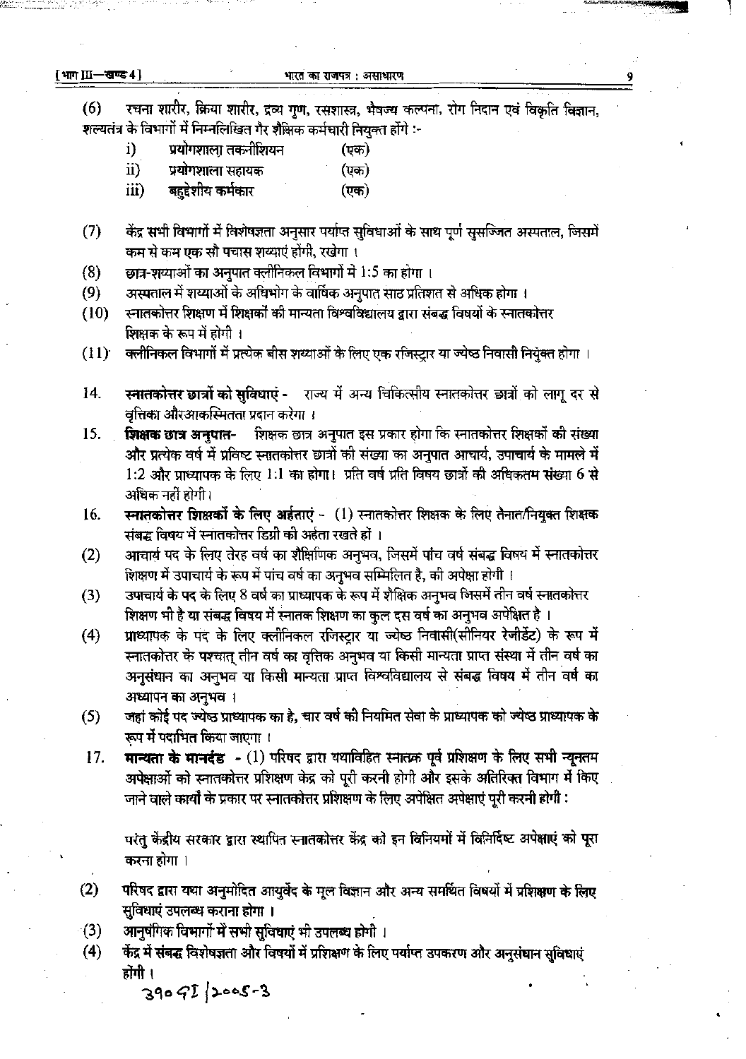(6) रचना शारीर, क्रिया शारीर, द्रव्य गुण, रसशास्त्र, भैषज्य कल्पना, रोग निदान एवं विकृति विज्ञान, शल्यतंत्र के विभागों में निम्नलिखित गैर शैक्षिक कर्मचारी नियुक्त होंगे :-

i) प्रयोगशाला तकनीशियन (एक)
ii) प्रयोगशाला सहायक (एक)
iii) बहुद्देशीय कर्मकार (एक)

(7) केंद्र सभी विभागों में विशेषज्ञता अनुसार पर्याप्त सुविधाओं के साथ पूर्ण सुसज्जित अस्पताल, जिसमें कम से कम एक सौ पचास शय्याएं होंगी, रखेगा ।

(8) छात्र-शय्याओं का अनुपात क्लीनिकल विभागों में 1:5 का होगा ।

(9) अस्पताल में शय्याओं के अधिभोग के वार्षिक अनुपात साठ प्रतिशत से अधिक होगा ।

(10) स्नातकोत्तर शिक्षण में शिक्षकों की मान्यता विश्वविद्यालय द्वारा संबद्ध विषयों के स्नातकोत्तर शिक्षक के रूप में होगी ।

(11) क्लीनिकल विभागों में प्रत्येक बीस शय्याओं के लिए एक रजिस्ट्रार या ज्येष्ठ निवासी नियुक्त होगा ।

14. **स्नातकोत्तर छात्रों को सुविधाएं -** राज्य में अन्य चिकित्सीय स्नातकोत्तर छात्रों को लागू दर से वृत्तिका और आकस्मितता प्रदान करेगा ।

15. **शिक्षक छात्र अनुपात-** शिक्षक छात्र अनुपात इस प्रकार होगा कि स्नातकोत्तर शिक्षकों की संख्या और प्रत्येक वर्ष में प्रविष्ट स्नातकोत्तर छात्रों की संख्या का अनुपात आचार्य, उपाचार्य के मामले में 1:2 और प्राध्यापक के लिए 1:1 का होगा। प्रति वर्ष प्रति विषय छात्रों की अधिकतम संख्या 6 से अधिक नहीं होगी।

16. **स्नातकोत्तर शिक्षकों के लिए अर्हताएं -** (1) स्नातकोत्तर शिक्षक के लिए तैनात/नियुक्त शिक्षक संबद्ध विषय में स्नातकोत्तर डिग्री की अर्हता रखते हों ।

(2) आचार्य पद के लिए तेरह वर्ष का शैक्षिणिक अनुभव, जिसमें पांच वर्ष संबद्ध विषय में स्नातकोत्तर शिक्षण में उपाचार्य के रूप में पांच वर्ष का अनुभव सम्मिलित है, की अपेक्षा होगी ।

(3) उपाचार्य के पद के लिए 8 वर्ष का प्राध्यापक के रूप में शैक्षिक अनुभव जिसमें तीन वर्ष स्नातकोत्तर शिक्षण भी है या संबद्ध विषय में स्नातक शिक्षण का कुल दस वर्ष का अनुभव अपेक्षित है ।

(4) प्राध्यापक के पद के लिए क्लीनिकल रजिस्ट्रार या ज्येष्ठ निवासी(सीनियर रेजीडेंट) के रूप में स्नातकोत्तर के पश्चात् तीन वर्ष का वृत्तिक अनुभव या किसी मान्यता प्राप्त संस्था में तीन वर्ष का अनुसंधान का अनुभव या किसी मान्यता प्राप्त विश्वविद्यालय से संबद्ध विषय में तीन वर्ष का अध्यापन का अनुभव ।

(5) जहां कोई पद ज्येष्ठ प्राध्यापक का है, चार वर्ष की नियमित सेवा के प्राध्यापक को ज्येष्ठ प्राध्यापक के रूप में पदाभित किया जाएगा ।

17. **मान्यता के मानदंड -** (1) परिषद द्वारा यथाविहित स्नातक पूर्व प्रशिक्षण के लिए सभी न्यूनतम अपेक्षाओं को स्नातकोत्तर प्रशिक्षण केंद्र को पूरी करनी होगी और इसके अतिरिक्त विभाग में किए जाने वाले कार्यों के प्रकार पर स्नातकोत्तर प्रशिक्षण के लिए अपेक्षित अपेक्षाएं पूरी करनी होगी :

परंतु केंद्रीय सरकार द्वारा स्थापित स्नातकोत्तर केंद्र को इन विनियमों में विनिर्दिष्ट अपेक्षाएं को पूरा करना होगा ।

(2) परिषद द्वारा यथा अनुमोदित आयुर्वेद के मूल विज्ञान और अन्य समर्थित विषयों में प्रशिक्षण के लिए सुविधाएं उपलब्ध कराना होगा ।

(3) आनुषंगिक विभागों में सभी सुविधाएं भी उपलब्ध होगी ।

(4) केंद्र में संबद्ध विशेषज्ञता और विषयों में प्रशिक्षण के लिए पर्याप्त उपकरण और अनुसंधान सुविधाएं होंगी ।

390 GI/2005-3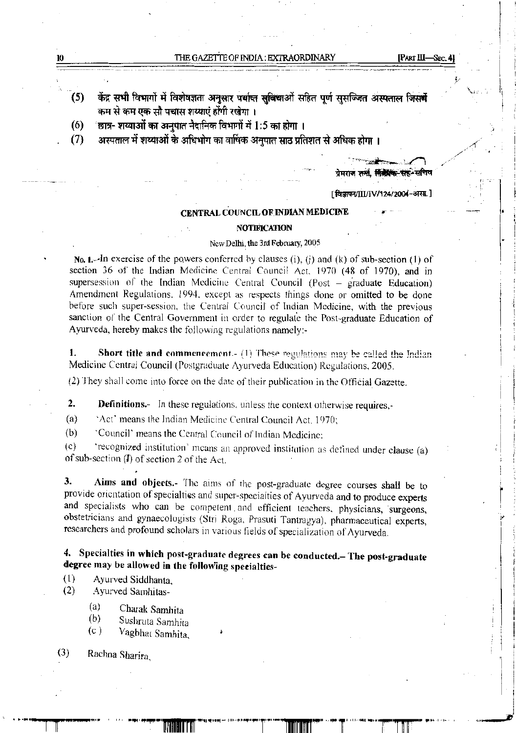(5) केंद्र सभी विभागों में विशेषज्ञता अनुसार पर्याप्त सुविधाओं सहित पूर्ण सुसज्जित अस्पताल जिसमें कम से कम एक सौ पचास शय्याएं होंगी रखेगा ।

(6) छात्र- शय्याओं का अनुपात नैदानिक विभागों में 1:5 का होगा ।

(7) अस्पताल में शय्याओं के अधिभोग का वार्षिक अनुपात साठ प्रतिशत से अधिक होगा ।

प्रेमराज शर्मा, निदेशक-सह-सचिव

[विज्ञापन/III/IV/124/2004-असा.]

## CENTRAL COUNCIL OF INDIAN MEDICINE

### NOTIFICATION

New Delhi, the 3rd February, 2005

**No. 1.**--In exercise of the powers conferred by clauses (i), (j) and (k) of sub-section (1) of section 36 of the Indian Medicine Central Council Act, 1970 (48 of 1970), and in supersession of the Indian Medicine Central Council (Post – graduate Education) Amendment Regulations, 1994, except as respects things done or omitted to be done before such super-session, the Central Council of Indian Medicine, with the previous sanction of the Central Government in order to regulate the Post-graduate Education of Ayurveda, hereby makes the following regulations namely:-

**1. Short title and commencement.-** (1) These regulations may be called the Indian Medicine Central Council (Postgraduate Ayurveda Education) Regulations, 2005.

(2) They shall come into force on the date of their publication in the Official Gazette.

**2. Definitions.-** In these regulations, unless the context otherwise requires,-

(a) 'Act' means the Indian Medicine Central Council Act, 1970;

(b) 'Council' means the Central Council of Indian Medicine;

(c) 'recognized institution' means an approved institution as defined under clause (a) of sub-section (I) of section 2 of the Act.

**3. Aims and objects.-** The aims of the post-graduate degree courses shall be to provide orientation of specialties and super-specialties of Ayurveda and to produce experts and specialists who can be competent and efficient teachers, physicians, surgeons, obstetricians and gynaecologists (Stri Roga, Prasuti Tantragya), pharmaceutical experts, researchers and profound scholars in various fields of specialization of Ayurveda.

**4. Specialties in which post-graduate degrees can be conducted.– The post-graduate degree may be allowed in the following specialties-**

(1) Ayurved Siddhanta,

(2) Ayurved Samhitas-

- (a) Charak Samhita
- (b) Sushruta Samhita
- (c) Vagbhat Samhita,

(3) Rachna Sharira,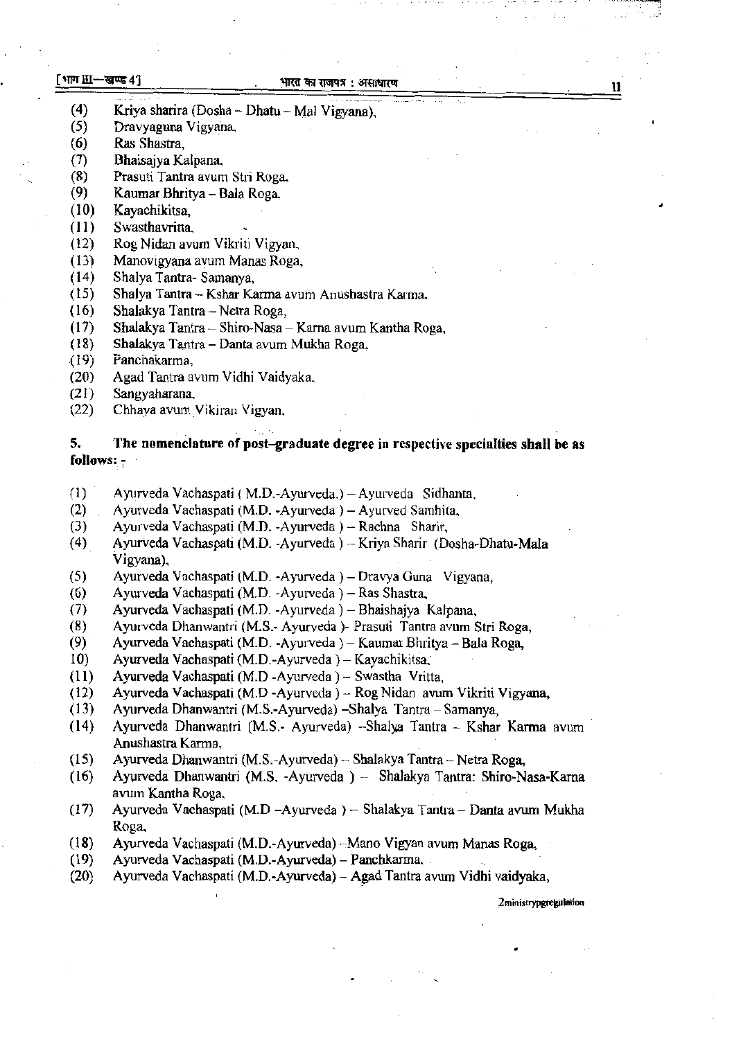(4) Kriya sharira (Dosha – Dhatu – Mal Vigyana),
(5) Dravyaguna Vigyana,
(6) Ras Shastra,
(7) Bhaisajya Kalpana,
(8) Prasuti Tantra avum Stri Roga,
(9) Kaumar Bhritya – Bala Roga,
(10) Kayachikitsa,
(11) Swasthavritta,
(12) Rog Nidan avum Vikriti Vigyan,
(13) Manovigyana avum Manas Roga,
(14) Shalya Tantra- Samanya,
(15) Shalya Tantra – Kshar Karma avum Anushastra Karma,
(16) Shalakya Tantra – Netra Roga,
(17) Shalakya Tantra – Shiro-Nasa – Karna avum Kantha Roga,
(18) Shalakya Tantra – Danta avum Mukha Roga,
(19) Panchakarma,
(20) Agad Tantra avum Vidhi Vaidyaka,
(21) Sangyaharana,
(22) Chhaya avum Vikiran Vigyan,

**5. The nomenclature of post-graduate degree in respective specialties shall be as follows: -**

(1) Ayurveda Vachaspati ( M.D.-Ayurveda.) – Ayurveda Sidhanta,
(2) Ayurveda Vachaspati (M.D. -Ayurveda ) – Ayurved Samhita,
(3) Ayurveda Vachaspati (M.D. -Ayurveda ) – Rachna Sharir,
(4) Ayurveda Vachaspati (M.D. -Ayurveda ) – Kriya Sharir (Dosha-Dhatu-Mala Vigyana),
(5) Ayurveda Vachaspati (M.D. -Ayurveda ) – Dravya Guna Vigyana,
(6) Ayurveda Vachaspati (M.D. -Ayurveda ) – Ras Shastra,
(7) Ayurveda Vachaspati (M.D. -Ayurveda ) – Bhaishajya Kalpana,
(8) Ayurveda Dhanwantri (M.S.- Ayurveda )- Prasuti Tantra avum Stri Roga,
(9) Ayurveda Vachaspati (M.D. -Ayurveda ) – Kaumar Bhritya – Bala Roga,
10) Ayurveda Vachaspati (M.D.-Ayurveda ) – Kayachikitsa,
(11) Ayurveda Vachaspati (M.D -Ayurveda ) – Swastha Vritta,
(12) Ayurveda Vachaspati (M.D -Ayurveda ) – Rog Nidan avum Vikriti Vigyana,
(13) Ayurveda Dhanwantri (M.S.-Ayurveda) –Shalya Tantra – Samanya,
(14) Ayurveda Dhanwantri (M.S.- Ayurveda) –Shalya Tantra – Kshar Karma avum Anushastra Karma,
(15) Ayurveda Dhanwantri (M.S.-Ayurveda) – Shalakya Tantra – Netra Roga,
(16) Ayurveda Dhanwantri (M.S. -Ayurveda ) – Shalakya Tantra: Shiro-Nasa-Karna avum Kantha Roga,
(17) Ayurveda Vachaspati (M.D –Ayurveda ) – Shalakya Tantra – Danta avum Mukha Roga,
(18) Ayurveda Vachaspati (M.D.-Ayurveda) –Mano Vigyan avum Manas Roga,
(19) Ayurveda Vachaspati (M.D.-Ayurveda) – Panchkarma,
(20) Ayurveda Vachaspati (M.D.-Ayurveda) – Agad Tantra avum Vidhi vaidyaka,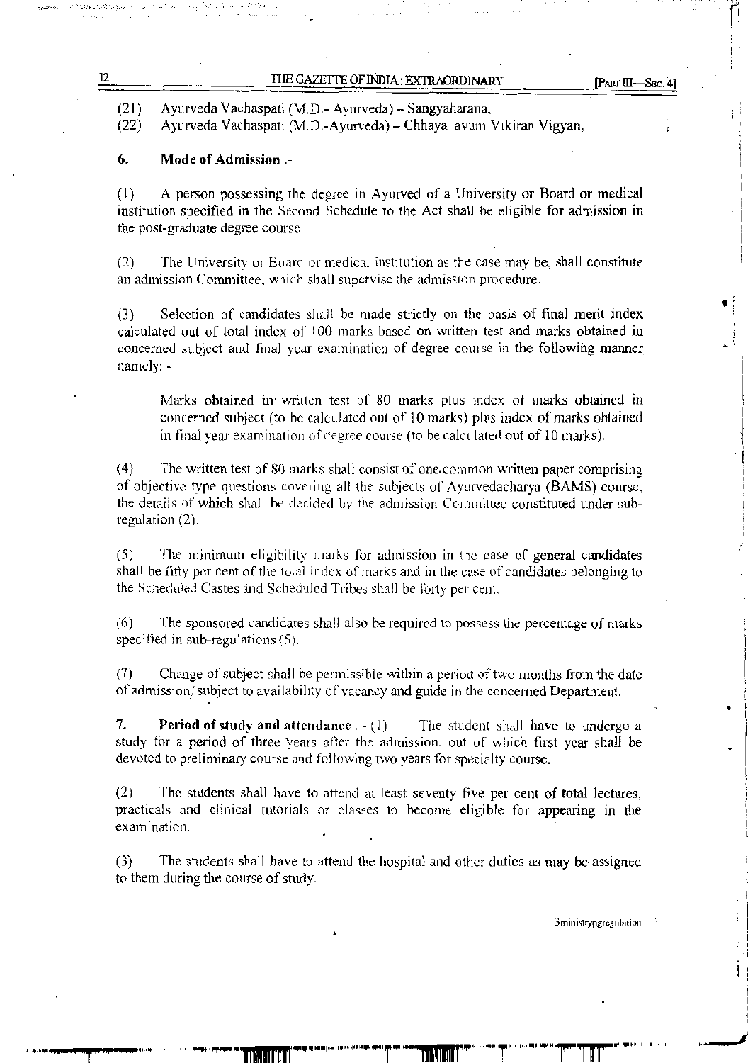(21) Ayurveda Vachaspati (M.D.- Ayurveda) – Sangyaharana,

(22) Ayurveda Vachaspati (M.D.-Ayurveda) – Chhaya avum Vikiran Vigyan,

**6. Mode of Admission .-**

(1) A person possessing the degree in Ayurved of a University or Board or medical institution specified in the Second Schedule to the Act shall be eligible for admission in the post-graduate degree course.

(2) The University or Board or medical institution as the case may be, shall constitute an admission Committee, which shall supervise the admission procedure.

(3) Selection of candidates shall be made strictly on the basis of final merit index calculated out of total index of 100 marks based on written test and marks obtained in concerned subject and final year examination of degree course in the following manner namely: -

Marks obtained in written test of 80 marks plus index of marks obtained in concerned subject (to be calculated out of 10 marks) plus index of marks obtained in final year examination of degree course (to be calculated out of 10 marks).

(4) The written test of 80 marks shall consist of one common written paper comprising of objective type questions covering all the subjects of Ayurvedacharya (BAMS) course, the details of which shall be decided by the admission Committee constituted under sub-regulation (2).

(5) The minimum eligibility marks for admission in the case of general candidates shall be fifty per cent of the total index of marks and in the case of candidates belonging to the Scheduled Castes and Scheduled Tribes shall be forty per cent.

(6) The sponsored candidates shall also be required to possess the percentage of marks specified in sub-regulations (5).

(7) Change of subject shall be permissible within a period of two months from the date of admission, subject to availability of vacancy and guide in the concerned Department.

**7. Period of study and attendance .** - (1) The student shall have to undergo a study for a period of three years after the admission, out of which first year shall be devoted to preliminary course and following two years for specialty course.

(2) The students shall have to attend at least seventy five per cent of total lectures, practicals and clinical tutorials or classes to become eligible for appearing in the examination.

(3) The students shall have to attend the hospital and other duties as may be assigned to them during the course of study.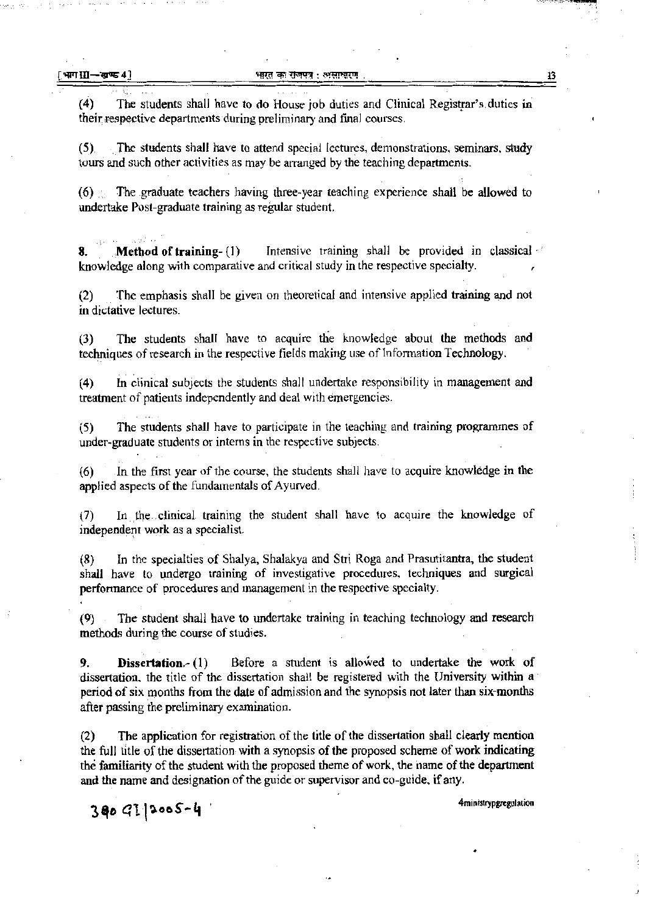(4) The students shall have to do House job duties and Clinical Registrar's duties in their respective departments during preliminary and final courses.

(5) The students shall have to attend special lectures, demonstrations, seminars, study tours and such other activities as may be arranged by the teaching departments.

(6) The graduate teachers having three-year teaching experience shall be allowed to undertake Post-graduate training as regular student.

**8. Method of training-** (1) Intensive training shall be provided in classical knowledge along with comparative and critical study in the respective specialty.

(2) The emphasis shall be given on theoretical and intensive applied training and not in dictative lectures.

(3) The students shall have to acquire the knowledge about the methods and techniques of research in the respective fields making use of Information Technology.

(4) In clinical subjects the students shall undertake responsibility in management and treatment of patients independently and deal with emergencies.

(5) The students shall have to participate in the teaching and training programmes of under-graduate students or interns in the respective subjects.

(6) In the first year of the course, the students shall have to acquire knowledge in the applied aspects of the fundamentals of Ayurved.

(7) In the clinical training the student shall have to acquire the knowledge of independent work as a specialist.

(8) In the specialties of Shalya, Shalakya and Stri Roga and Prasutitantra, the student shall have to undergo training of investigative procedures, techniques and surgical performance of procedures and management in the respective specialty.

(9) The student shall have to undertake training in teaching technology and research methods during the course of studies.

**9. Dissertation.-** (1) Before a student is allowed to undertake the work of dissertation, the title of the dissertation shall be registered with the University within a period of six months from the date of admission and the synopsis not later than six months after passing the preliminary examination.

(2) The application for registration of the title of the dissertation shall clearly mention the full title of the dissertation with a synopsis of the proposed scheme of work indicating the familiarity of the student with the proposed theme of work, the name of the department and the name and designation of the guide or supervisor and co-guide, if any.

380 GI/2005-4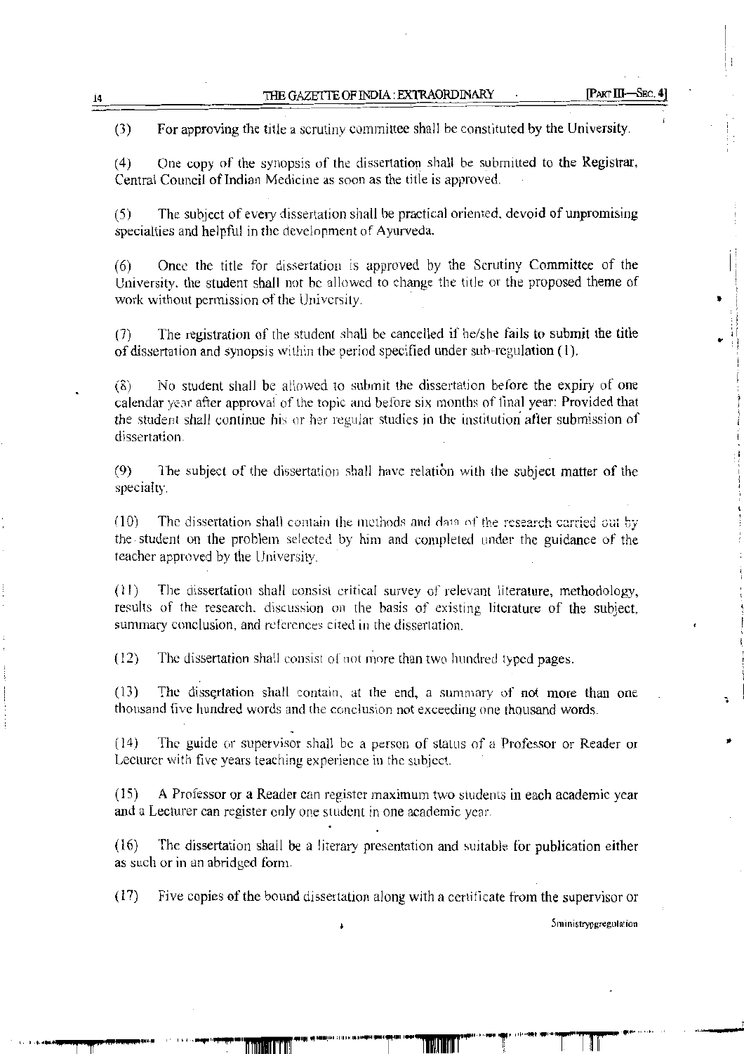(3) For approving the title a scrutiny committee shall be constituted by the University.

(4) One copy of the synopsis of the dissertation shall be submitted to the Registrar, Central Council of Indian Medicine as soon as the title is approved.

(5) The subject of every dissertation shall be practical oriented, devoid of unpromising specialties and helpful in the development of Ayurveda.

(6) Once the title for dissertation is approved by the Scrutiny Committee of the University, the student shall not be allowed to change the title or the proposed theme of work without permission of the University.

(7) The registration of the student shall be cancelled if he/she fails to submit the title of dissertation and synopsis within the period specified under sub-regulation (1).

(8) No student shall be allowed to submit the dissertation before the expiry of one calendar year after approval of the topic and before six months of final year: Provided that the student shall continue his or her regular studies in the institution after submission of dissertation.

(9) The subject of the dissertation shall have relation with the subject matter of the specialty.

(10) The dissertation shall contain the methods and data of the research carried out by the student on the problem selected by him and completed under the guidance of the teacher approved by the University.

(11) The dissertation shall consist critical survey of relevant literature, methodology, results of the research, discussion on the basis of existing literature of the subject, summary conclusion, and references cited in the dissertation.

(12) The dissertation shall consist of not more than two hundred typed pages.

(13) The dissertation shall contain, at the end, a summary of not more than one thousand five hundred words and the conclusion not exceeding one thousand words.

(14) The guide or supervisor shall be a person of status of a Professor or Reader or Lecturer with five years teaching experience in the subject.

(15) A Professor or a Reader can register maximum two students in each academic year and a Lecturer can register only one student in one academic year.

(16) The dissertation shall be a literary presentation and suitable for publication either as such or in an abridged form.

(17) Five copies of the bound dissertation along with a certificate from the supervisor or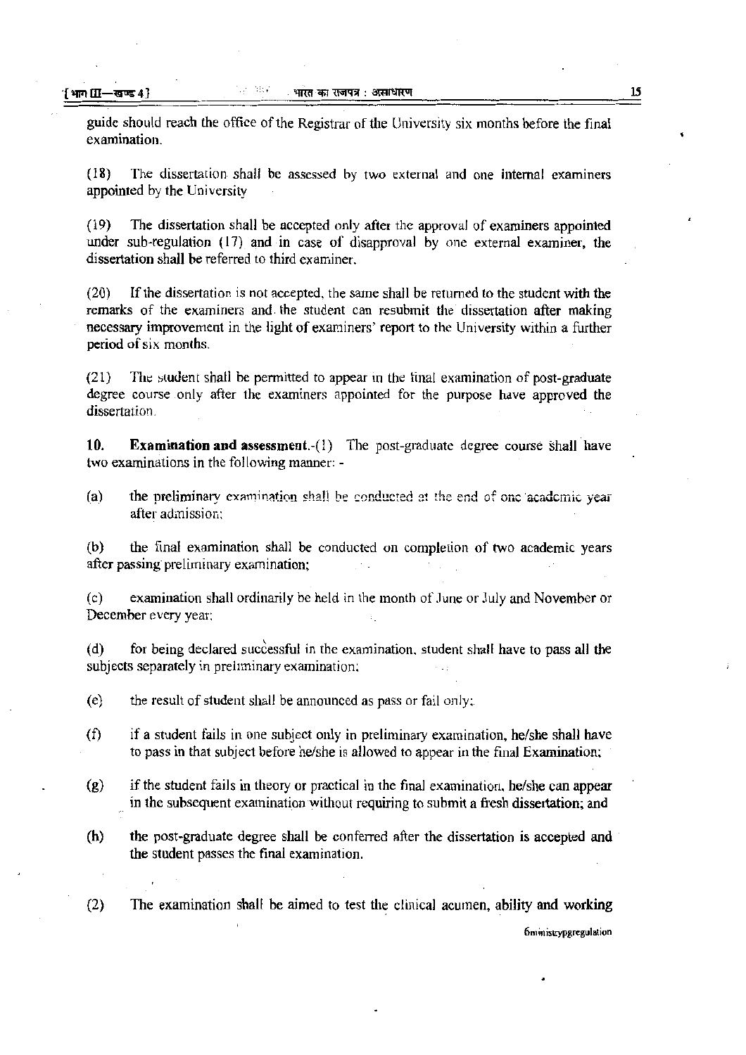guide should reach the office of the Registrar of the University six months before the final examination.

(18) The dissertation shall be assessed by two external and one internal examiners appointed by the University

(19) The dissertation shall be accepted only after the approval of examiners appointed under sub-regulation (17) and in case of disapproval by one external examiner, the dissertation shall be referred to third examiner.

(20) If the dissertation is not accepted, the same shall be returned to the student with the remarks of the examiners and the student can resubmit the dissertation after making necessary improvement in the light of examiners' report to the University within a further period of six months.

(21) The student shall be permitted to appear in the final examination of post-graduate degree course only after the examiners appointed for the purpose have approved the dissertation.

**10. Examination and assessment.**-(1) The post-graduate degree course shall have two examinations in the following manner: -

(a) the preliminary examination shall be conducted at the end of one academic year after admission;

(b) the final examination shall be conducted on completion of two academic years after passing preliminary examination;

(c) examination shall ordinarily be held in the month of June or July and November or December every year;

(d) for being declared successful in the examination, student shall have to pass all the subjects separately in preliminary examination;

(e) the result of student shall be announced as pass or fail only;

(f) if a student fails in one subject only in preliminary examination, he/she shall have to pass in that subject before he/she is allowed to appear in the final Examination;

(g) if the student fails in theory or practical in the final examination, he/she can appear in the subsequent examination without requiring to submit a fresh dissertation; and

(h) the post-graduate degree shall be conferred after the dissertation is accepted and the student passes the final examination.

(2) The examination shall be aimed to test the clinical acumen, ability and working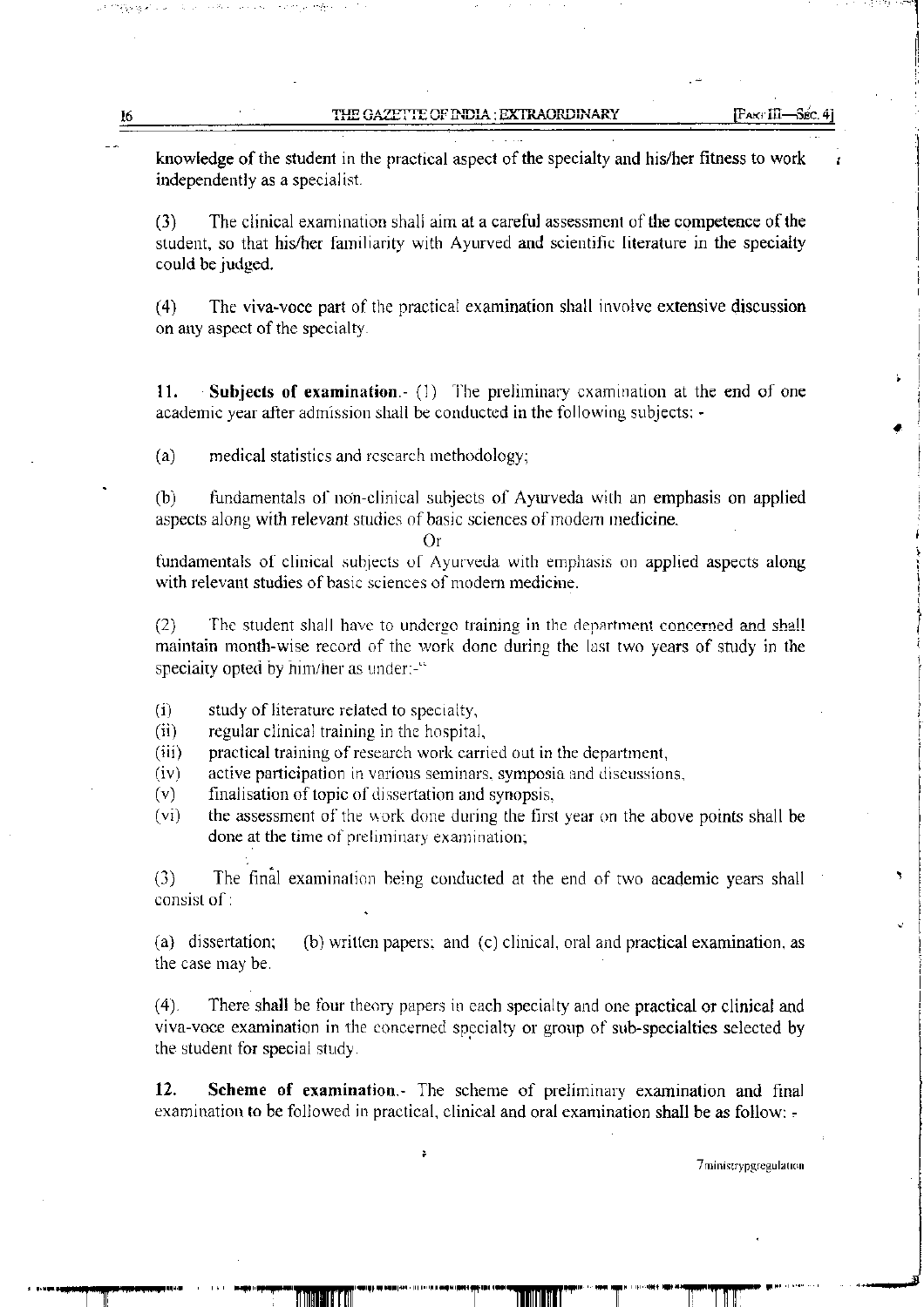knowledge of the student in the practical aspect of the specialty and his/her fitness to work independently as a specialist.

(3) The clinical examination shall aim at a careful assessment of the competence of the student, so that his/her familiarity with Ayurved and scientific literature in the specialty could be judged.

(4) The viva-voce part of the practical examination shall involve extensive discussion on any aspect of the specialty.

**11. Subjects of examination.**- (1) The preliminary examination at the end of one academic year after admission shall be conducted in the following subjects: -

(a) medical statistics and research methodology;

(b) fundamentals of non-clinical subjects of Ayurveda with an emphasis on applied aspects along with relevant studies of basic sciences of modern medicine.

Or

fundamentals of clinical subjects of Ayurveda with emphasis on applied aspects along with relevant studies of basic sciences of modern medicine.

(2) The student shall have to undergo training in the department concerned and shall maintain month-wise record of the work done during the last two years of study in the specialty opted by him/her as under:-"

(i) study of literature related to specialty,
(ii) regular clinical training in the hospital,
(iii) practical training of research work carried out in the department,
(iv) active participation in various seminars, symposia and discussions,
(v) finalisation of topic of dissertation and synopsis,
(vi) the assessment of the work done during the first year on the above points shall be done at the time of preliminary examination;

(3) The final examination being conducted at the end of two academic years shall consist of :

(a) dissertation; (b) written papers; and (c) clinical, oral and practical examination, as the case may be.

(4). There shall be four theory papers in each specialty and one practical or clinical and viva-voce examination in the concerned specialty or group of sub-specialties selected by the student for special study.

**12. Scheme of examination.**- The scheme of preliminary examination and final examination to be followed in practical, clinical and oral examination shall be as follow: -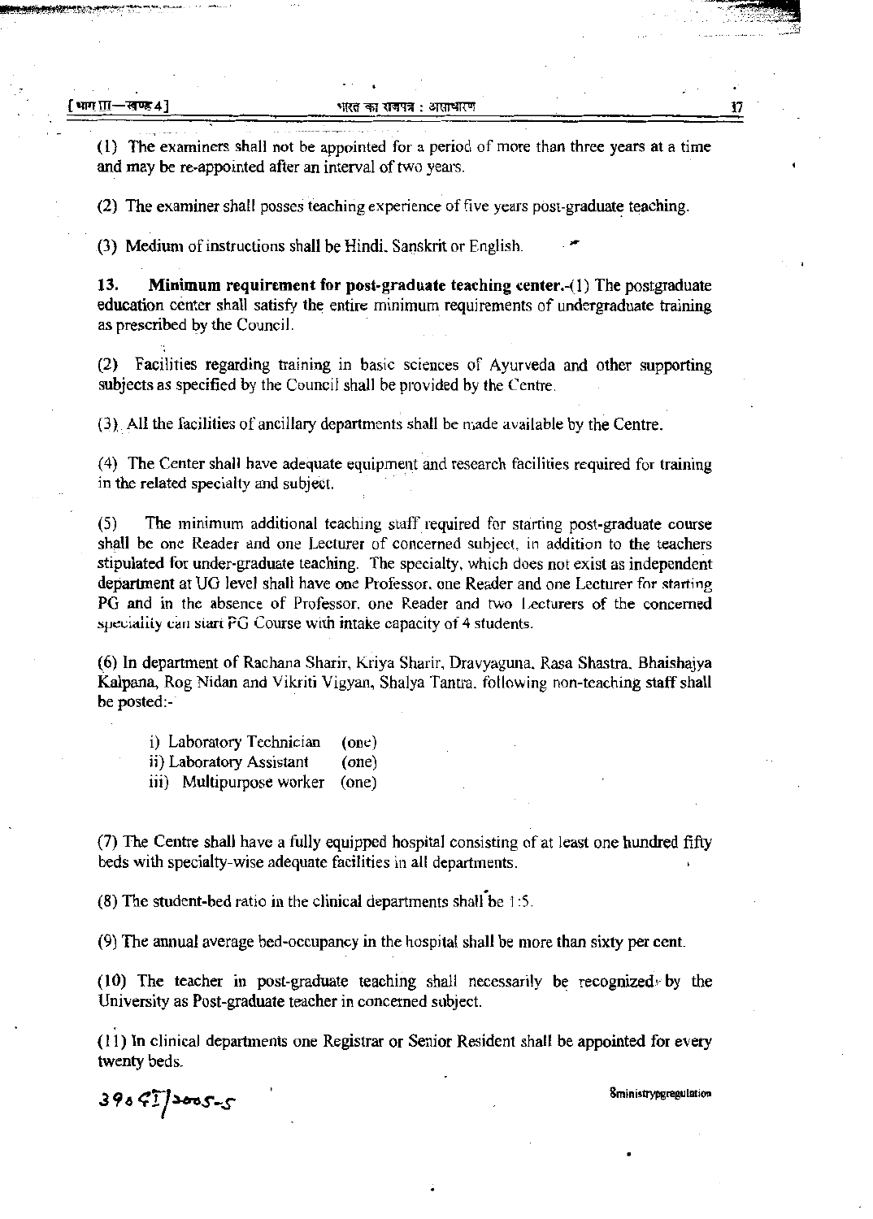(1) The examiners shall not be appointed for a period of more than three years at a time and may be re-appointed after an interval of two years.

(2) The examiner shall posses teaching experience of five years post-graduate teaching.

(3) Medium of instructions shall be Hindi, Sanskrit or English.

**13. Minimum requirement for post-graduate teaching center.**-(1) The postgraduate education center shall satisfy the entire minimum requirements of undergraduate training as prescribed by the Council.

(2) Facilities regarding training in basic sciences of Ayurveda and other supporting subjects as specified by the Council shall be provided by the Centre.

(3) All the facilities of ancillary departments shall be made available by the Centre.

(4) The Center shall have adequate equipment and research facilities required for training in the related specialty and subject.

(5) The minimum additional teaching staff required for starting post-graduate course shall be one Reader and one Lecturer of concerned subject, in addition to the teachers stipulated for under-graduate teaching. The specialty, which does not exist as independent department at UG level shall have one Professor, one Reader and one Lecturer for starting PG and in the absence of Professor, one Reader and two Lecturers of the concerned speciality can start PG Course with intake capacity of 4 students.

(6) In department of Rachana Sharir, Kriya Sharir, Dravyaguna, Rasa Shastra, Bhaishajya Kalpana, Rog Nidan and Vikriti Vigyan, Shalya Tantra, following non-teaching staff shall be posted:-

i) Laboratory Technician (one)
ii) Laboratory Assistant (one)
iii) Multipurpose worker (one)

(7) The Centre shall have a fully equipped hospital consisting of at least one hundred fifty beds with specialty-wise adequate facilities in all departments.

(8) The student-bed ratio in the clinical departments shall be 1:5.

(9) The annual average bed-occupancy in the hospital shall be more than sixty per cent.

(10) The teacher in post-graduate teaching shall necessarily be recognized by the University as Post-graduate teacher in concerned subject.

(11) In clinical departments one Registrar or Senior Resident shall be appointed for every twenty beds.

390 GI/2005-5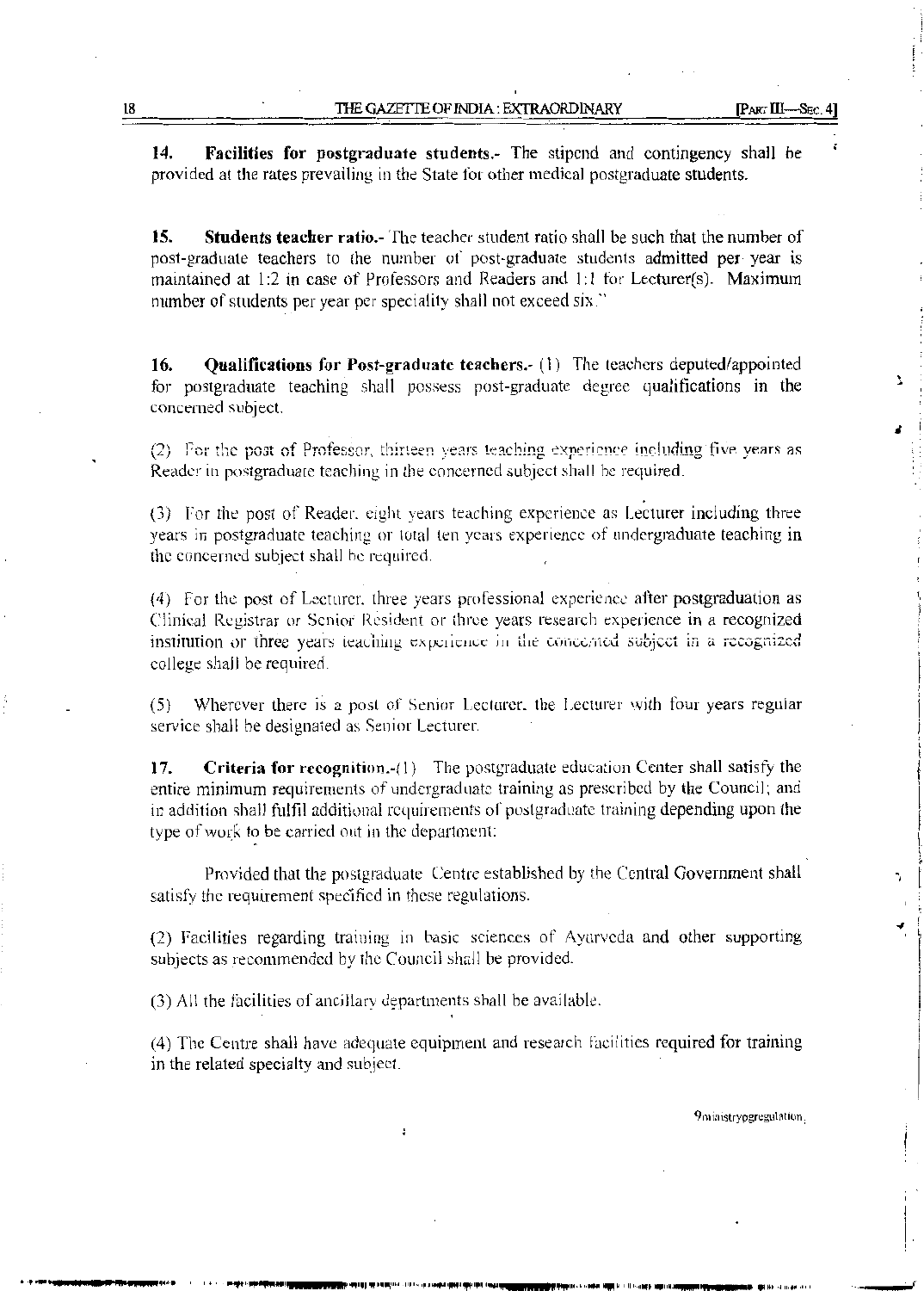**14. Facilities for postgraduate students.**- The stipend and contingency shall be provided at the rates prevailing in the State for other medical postgraduate students.

**15. Students teacher ratio.**- The teacher student ratio shall be such that the number of post-graduate teachers to the number of post-graduate students admitted per year is maintained at 1:2 in case of Professors and Readers and 1:1 for Lecturer(s). Maximum number of students per year per speciality shall not exceed six."

**16. Qualifications for Post-graduate teachers.**- (1) The teachers deputed/appointed for postgraduate teaching shall possess post-graduate degree qualifications in the concerned subject.

(2) For the post of Professor, thirteen years teaching experience including five years as Reader in postgraduate teaching in the concerned subject shall be required.

(3) For the post of Reader, eight years teaching experience as Lecturer including three years in postgraduate teaching or total ten years experience of undergraduate teaching in the concerned subject shall be required.

(4) For the post of Lecturer, three years professional experience after postgraduation as Clinical Registrar or Senior Resident or three years research experience in a recognized institution or three years teaching experience in the concerned subject in a recognized college shall be required.

(5) Wherever there is a post of Senior Lecturer, the Lecturer with four years regular service shall be designated as Senior Lecturer.

**17. Criteria for recognition.**-(1) The postgraduate education Center shall satisfy the entire minimum requirements of undergraduate training as prescribed by the Council; and in addition shall fulfil additional requirements of postgraduate training depending upon the type of work to be carried out in the department:

Provided that the postgraduate Centre established by the Central Government shall satisfy the requirement specified in these regulations.

(2) Facilities regarding training in basic sciences of Ayurveda and other supporting subjects as recommended by the Council shall be provided.

(3) All the facilities of ancillary departments shall be available.

(4) The Centre shall have adequate equipment and research facilities required for training in the related specialty and subject.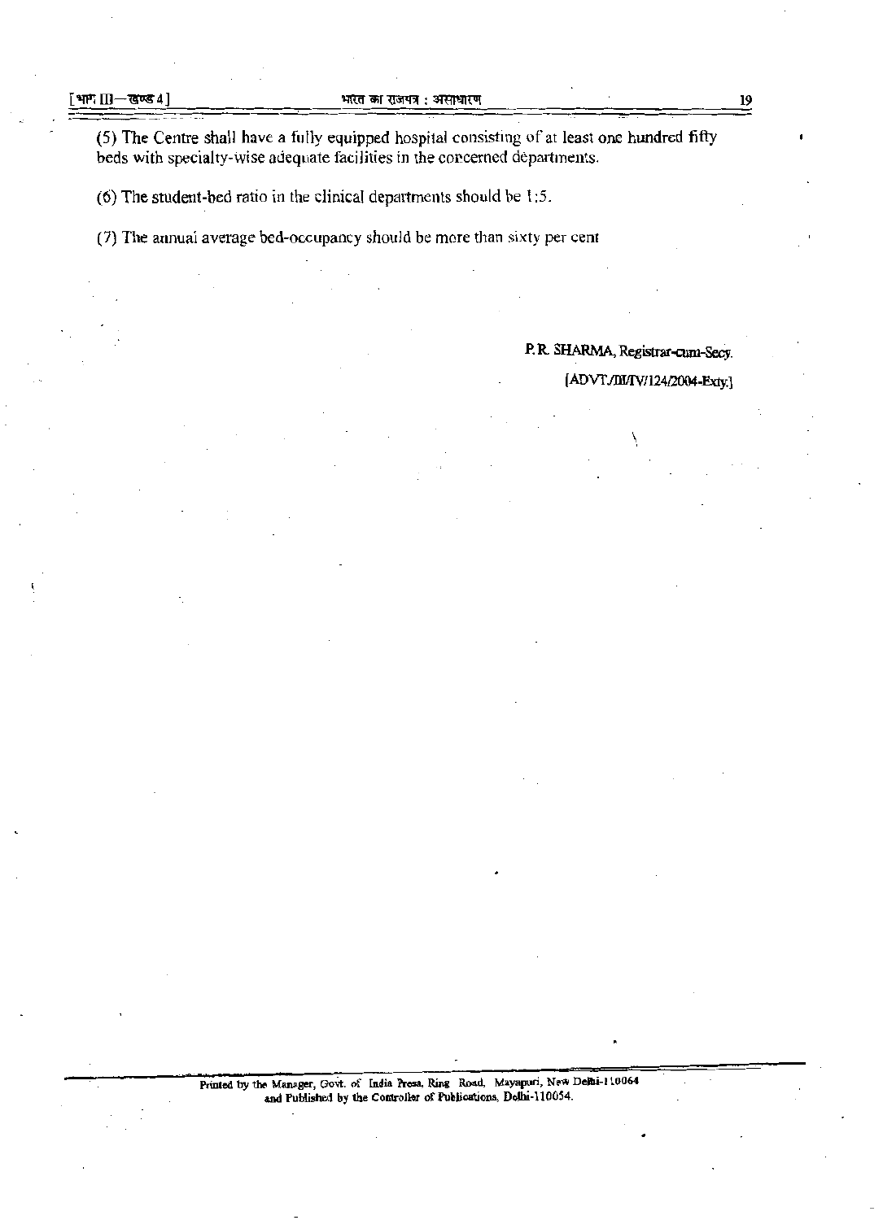(5) The Centre shall have a fully equipped hospital consisting of at least one hundred fifty beds with specialty-wise adequate facilities in the concerned departments.

(6) The student-bed ratio in the clinical departments should be 1:5.

(7) The annual average bed-occupancy should be more than sixty per cent

P.R. SHARMA, Registrar-cum-Secy.

[ADVT./III/IV/124/2004-Exty.]

Printed by the Manager, Govt. of India Press, Ring Road, Mayapuri, New Delhi-110064 and Published by the Controller of Publications, Delhi-110054.